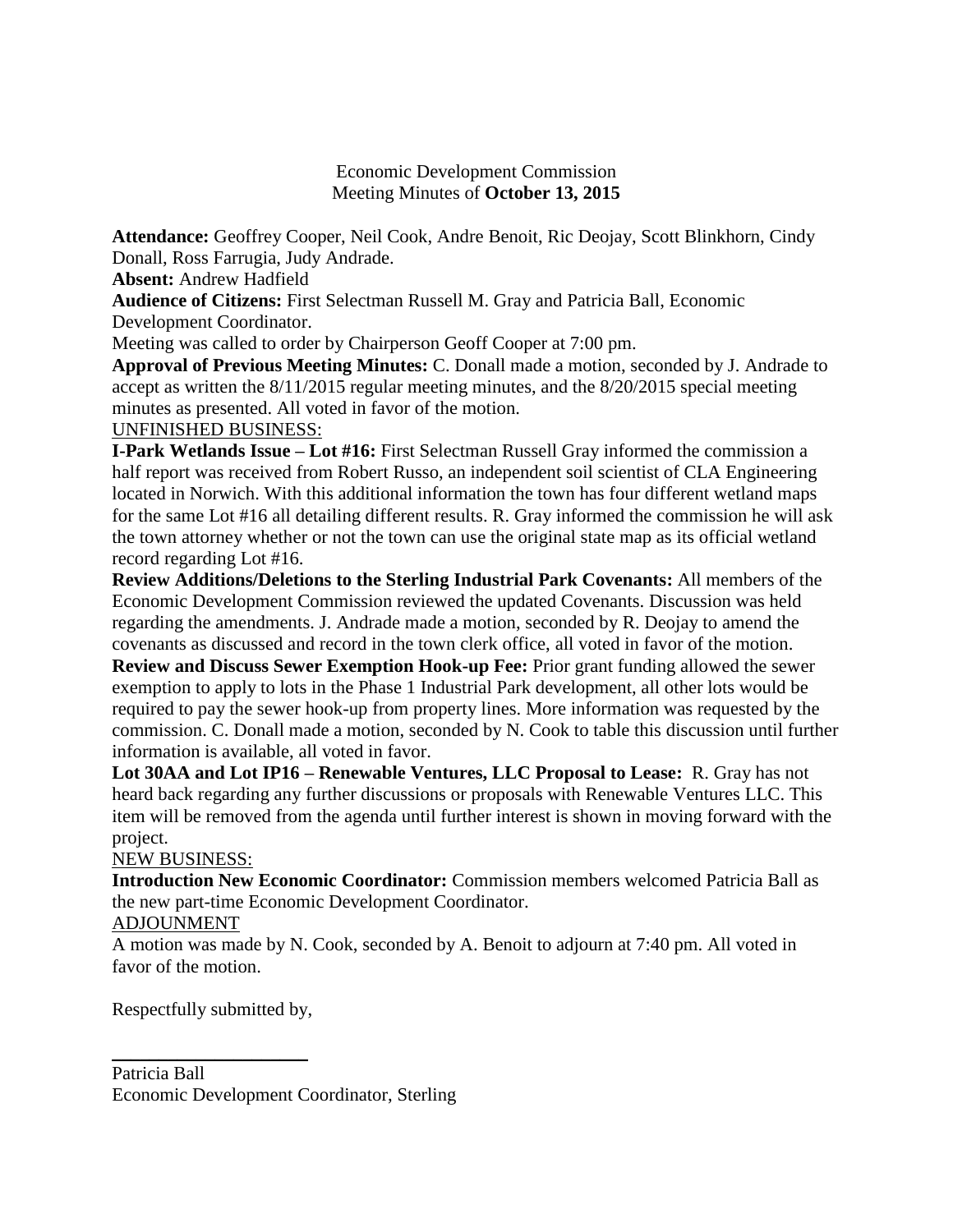Economic Development Commission
Meeting Minutes of **October 13, 2015**

**Attendance:** Geoffrey Cooper, Neil Cook, Andre Benoit, Ric Deojay, Scott Blinkhorn, Cindy Donall, Ross Farrugia, Judy Andrade.

**Absent:** Andrew Hadfield

**Audience of Citizens:** First Selectman Russell M. Gray and Patricia Ball, Economic Development Coordinator.

Meeting was called to order by Chairperson Geoff Cooper at 7:00 pm.

**Approval of Previous Meeting Minutes:** C. Donall made a motion, seconded by J. Andrade to accept as written the 8/11/2015 regular meeting minutes, and the 8/20/2015 special meeting minutes as presented. All voted in favor of the motion.

<u>UNFINISHED BUSINESS:</u>

**I-Park Wetlands Issue – Lot #16:** First Selectman Russell Gray informed the commission a half report was received from Robert Russo, an independent soil scientist of CLA Engineering located in Norwich. With this additional information the town has four different wetland maps for the same Lot #16 all detailing different results. R. Gray informed the commission he will ask the town attorney whether or not the town can use the original state map as its official wetland record regarding Lot #16.

**Review Additions/Deletions to the Sterling Industrial Park Covenants:** All members of the Economic Development Commission reviewed the updated Covenants. Discussion was held regarding the amendments. J. Andrade made a motion, seconded by R. Deojay to amend the covenants as discussed and record in the town clerk office, all voted in favor of the motion.

**Review and Discuss Sewer Exemption Hook-up Fee:** Prior grant funding allowed the sewer exemption to apply to lots in the Phase 1 Industrial Park development, all other lots would be required to pay the sewer hook-up from property lines. More information was requested by the commission. C. Donall made a motion, seconded by N. Cook to table this discussion until further information is available, all voted in favor.

**Lot 30AA and Lot IP16 – Renewable Ventures, LLC Proposal to Lease:** R. Gray has not heard back regarding any further discussions or proposals with Renewable Ventures LLC. This item will be removed from the agenda until further interest is shown in moving forward with the project.

<u>NEW BUSINESS:</u>

**Introduction New Economic Coordinator:** Commission members welcomed Patricia Ball as the new part-time Economic Development Coordinator.

<u>ADJOUNMENT</u>

A motion was made by N. Cook, seconded by A. Benoit to adjourn at 7:40 pm. All voted in favor of the motion.

Respectfully submitted by,

Patricia Ball
Economic Development Coordinator, Sterling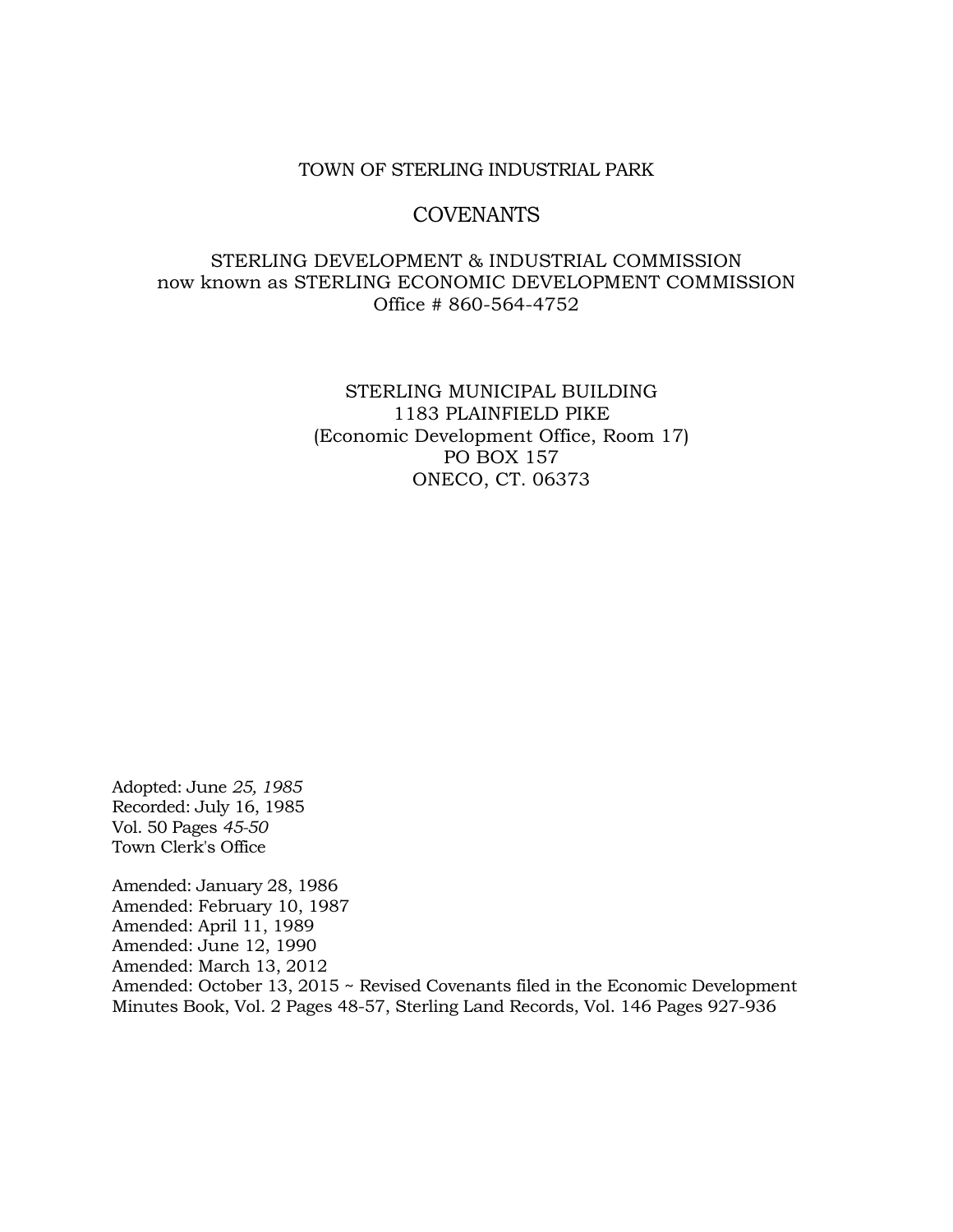# TOWN OF STERLING INDUSTRIAL PARK

## COVENANTS

STERLING DEVELOPMENT & INDUSTRIAL COMMISSION
now known as STERLING ECONOMIC DEVELOPMENT COMMISSION
Office # 860-564-4752

STERLING MUNICIPAL BUILDING
1183 PLAINFIELD PIKE
(Economic Development Office, Room 17)
PO BOX 157
ONECO, CT. 06373

Adopted: June *25, 1985*
Recorded: July 16, 1985
Vol. 50 Pages *45-50*
Town Clerk's Office

Amended: January 28, 1986
Amended: February 10, 1987
Amended: April 11, 1989
Amended: June 12, 1990
Amended: March 13, 2012
Amended: October 13, 2015 ~ Revised Covenants filed in the Economic Development Minutes Book, Vol. 2 Pages 48-57, Sterling Land Records, Vol. 146 Pages 927-936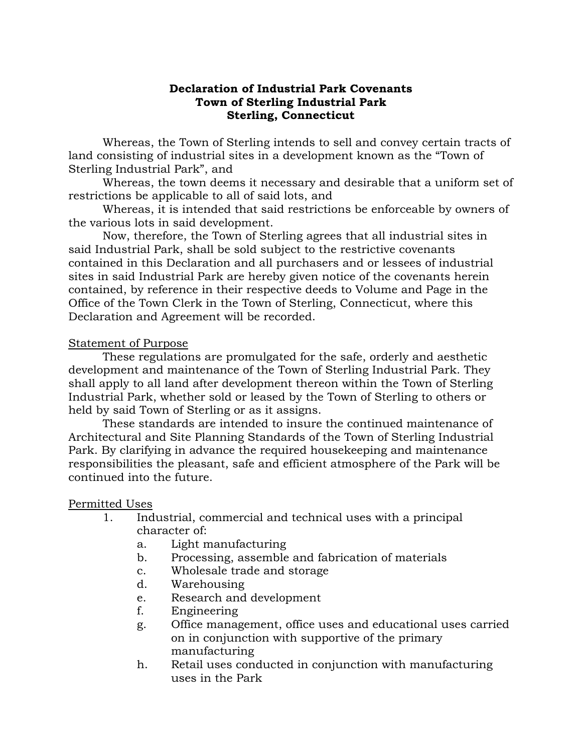**Declaration of Industrial Park Covenants**
**Town of Sterling Industrial Park**
**Sterling, Connecticut**

Whereas, the Town of Sterling intends to sell and convey certain tracts of land consisting of industrial sites in a development known as the "Town of Sterling Industrial Park", and

Whereas, the town deems it necessary and desirable that a uniform set of restrictions be applicable to all of said lots, and

Whereas, it is intended that said restrictions be enforceable by owners of the various lots in said development.

Now, therefore, the Town of Sterling agrees that all industrial sites in said Industrial Park, shall be sold subject to the restrictive covenants contained in this Declaration and all purchasers and or lessees of industrial sites in said Industrial Park are hereby given notice of the covenants herein contained, by reference in their respective deeds to Volume and Page in the Office of the Town Clerk in the Town of Sterling, Connecticut, where this Declaration and Agreement will be recorded.

<u>Statement of Purpose</u>

These regulations are promulgated for the safe, orderly and aesthetic development and maintenance of the Town of Sterling Industrial Park. They shall apply to all land after development thereon within the Town of Sterling Industrial Park, whether sold or leased by the Town of Sterling to others or held by said Town of Sterling or as it assigns.

These standards are intended to insure the continued maintenance of Architectural and Site Planning Standards of the Town of Sterling Industrial Park. By clarifying in advance the required housekeeping and maintenance responsibilities the pleasant, safe and efficient atmosphere of the Park will be continued into the future.

<u>Permitted Uses</u>

1. Industrial, commercial and technical uses with a principal character of:
   a. Light manufacturing
   b. Processing, assemble and fabrication of materials
   c. Wholesale trade and storage
   d. Warehousing
   e. Research and development
   f. Engineering
   g. Office management, office uses and educational uses carried on in conjunction with supportive of the primary manufacturing
   h. Retail uses conducted in conjunction with manufacturing uses in the Park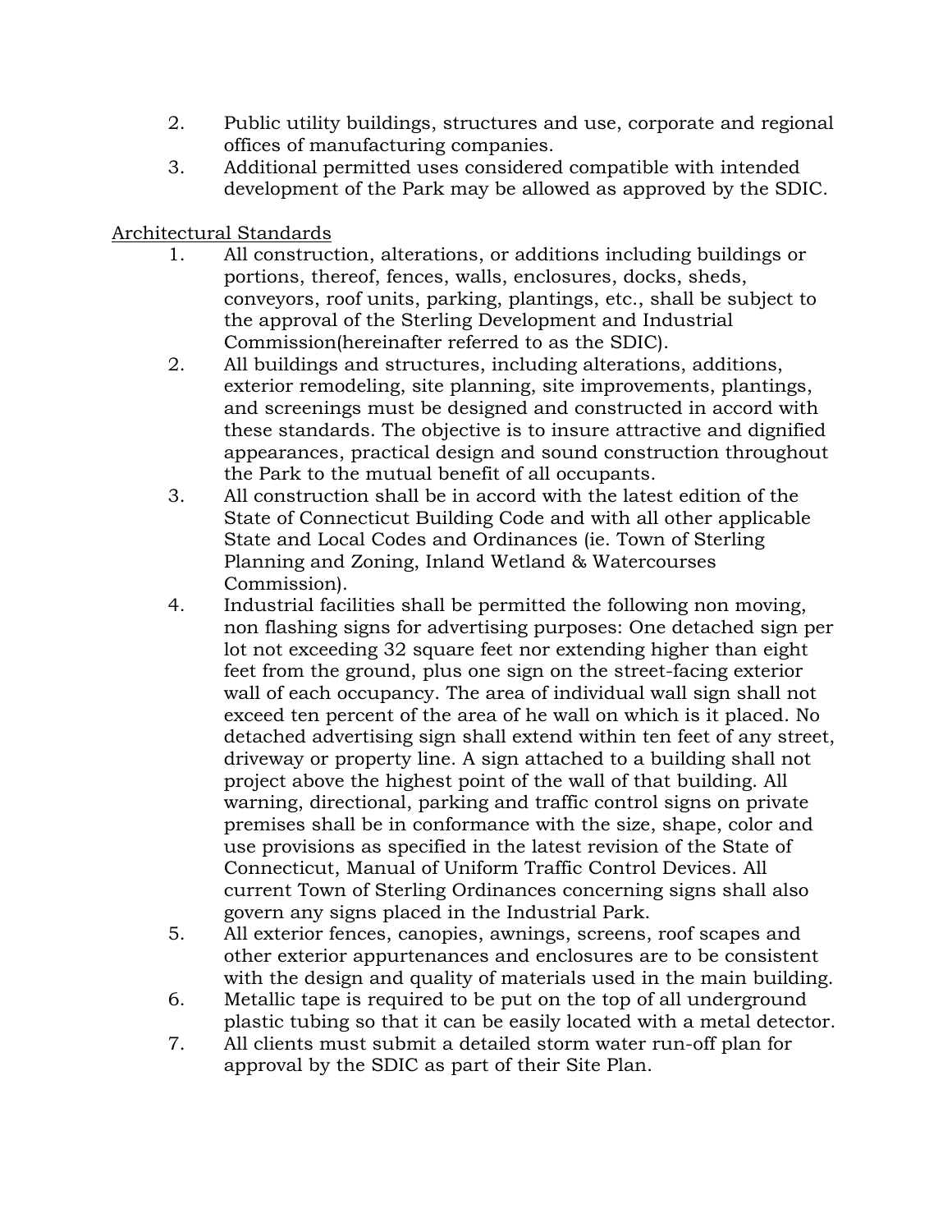2. Public utility buildings, structures and use, corporate and regional offices of manufacturing companies.
3. Additional permitted uses considered compatible with intended development of the Park may be allowed as approved by the SDIC.

<u>Architectural Standards</u>

1. All construction, alterations, or additions including buildings or portions, thereof, fences, walls, enclosures, docks, sheds, conveyors, roof units, parking, plantings, etc., shall be subject to the approval of the Sterling Development and Industrial Commission(hereinafter referred to as the SDIC).
2. All buildings and structures, including alterations, additions, exterior remodeling, site planning, site improvements, plantings, and screenings must be designed and constructed in accord with these standards. The objective is to insure attractive and dignified appearances, practical design and sound construction throughout the Park to the mutual benefit of all occupants.
3. All construction shall be in accord with the latest edition of the State of Connecticut Building Code and with all other applicable State and Local Codes and Ordinances (ie. Town of Sterling Planning and Zoning, Inland Wetland & Watercourses Commission).
4. Industrial facilities shall be permitted the following non moving, non flashing signs for advertising purposes: One detached sign per lot not exceeding 32 square feet nor extending higher than eight feet from the ground, plus one sign on the street-facing exterior wall of each occupancy. The area of individual wall sign shall not exceed ten percent of the area of he wall on which is it placed. No detached advertising sign shall extend within ten feet of any street, driveway or property line. A sign attached to a building shall not project above the highest point of the wall of that building. All warning, directional, parking and traffic control signs on private premises shall be in conformance with the size, shape, color and use provisions as specified in the latest revision of the State of Connecticut, Manual of Uniform Traffic Control Devices. All current Town of Sterling Ordinances concerning signs shall also govern any signs placed in the Industrial Park.
5. All exterior fences, canopies, awnings, screens, roof scapes and other exterior appurtenances and enclosures are to be consistent with the design and quality of materials used in the main building.
6. Metallic tape is required to be put on the top of all underground plastic tubing so that it can be easily located with a metal detector.
7. All clients must submit a detailed storm water run-off plan for approval by the SDIC as part of their Site Plan.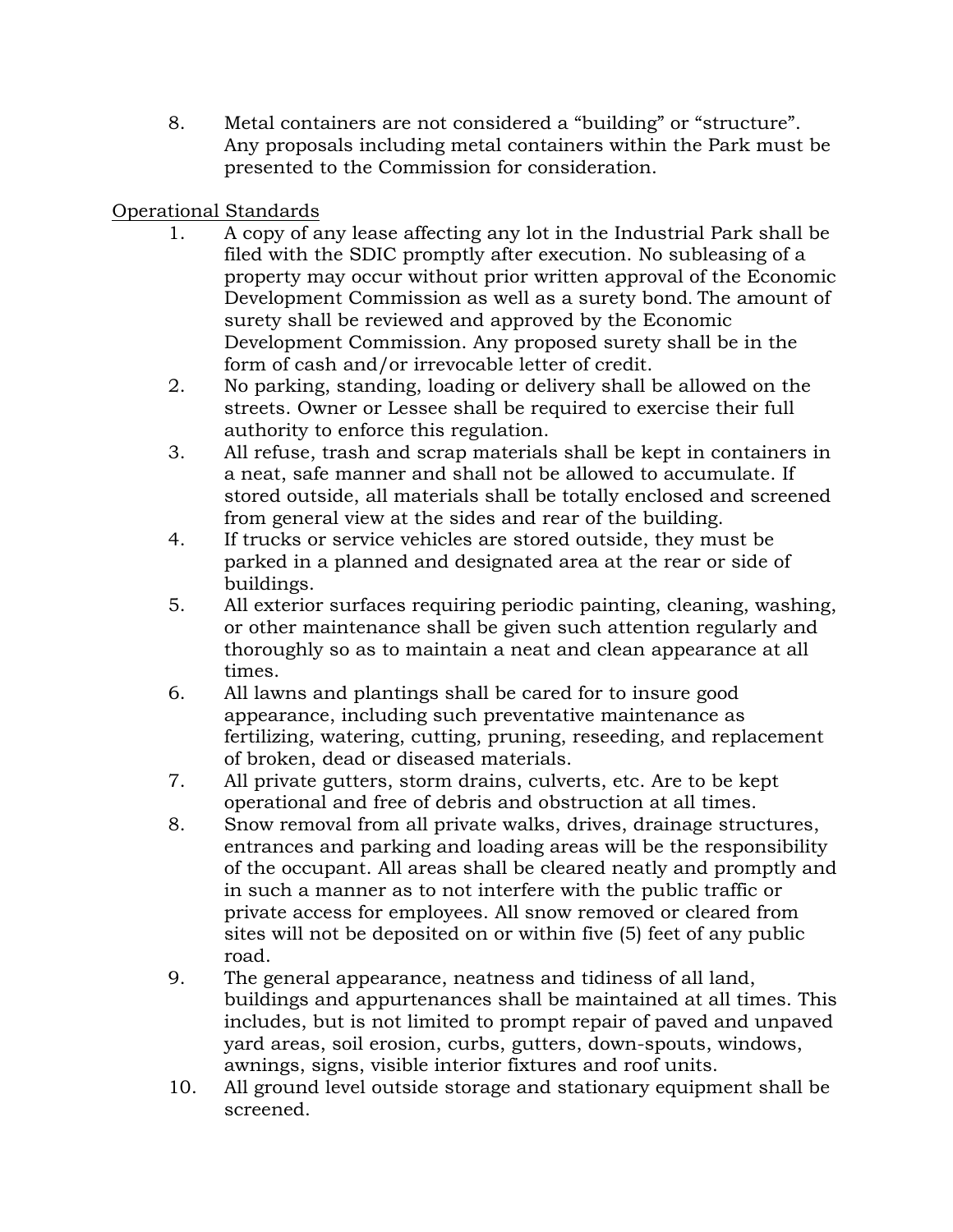8. Metal containers are not considered a "building" or "structure". Any proposals including metal containers within the Park must be presented to the Commission for consideration.

<u>Operational Standards</u>

1. A copy of any lease affecting any lot in the Industrial Park shall be filed with the SDIC promptly after execution. No subleasing of a property may occur without prior written approval of the Economic Development Commission as well as a surety bond. The amount of surety shall be reviewed and approved by the Economic Development Commission. Any proposed surety shall be in the form of cash and/or irrevocable letter of credit.
2. No parking, standing, loading or delivery shall be allowed on the streets. Owner or Lessee shall be required to exercise their full authority to enforce this regulation.
3. All refuse, trash and scrap materials shall be kept in containers in a neat, safe manner and shall not be allowed to accumulate. If stored outside, all materials shall be totally enclosed and screened from general view at the sides and rear of the building.
4. If trucks or service vehicles are stored outside, they must be parked in a planned and designated area at the rear or side of buildings.
5. All exterior surfaces requiring periodic painting, cleaning, washing, or other maintenance shall be given such attention regularly and thoroughly so as to maintain a neat and clean appearance at all times.
6. All lawns and plantings shall be cared for to insure good appearance, including such preventative maintenance as fertilizing, watering, cutting, pruning, reseeding, and replacement of broken, dead or diseased materials.
7. All private gutters, storm drains, culverts, etc. Are to be kept operational and free of debris and obstruction at all times.
8. Snow removal from all private walks, drives, drainage structures, entrances and parking and loading areas will be the responsibility of the occupant. All areas shall be cleared neatly and promptly and in such a manner as to not interfere with the public traffic or private access for employees. All snow removed or cleared from sites will not be deposited on or within five (5) feet of any public road.
9. The general appearance, neatness and tidiness of all land, buildings and appurtenances shall be maintained at all times. This includes, but is not limited to prompt repair of paved and unpaved yard areas, soil erosion, curbs, gutters, down-spouts, windows, awnings, signs, visible interior fixtures and roof units.
10. All ground level outside storage and stationary equipment shall be screened.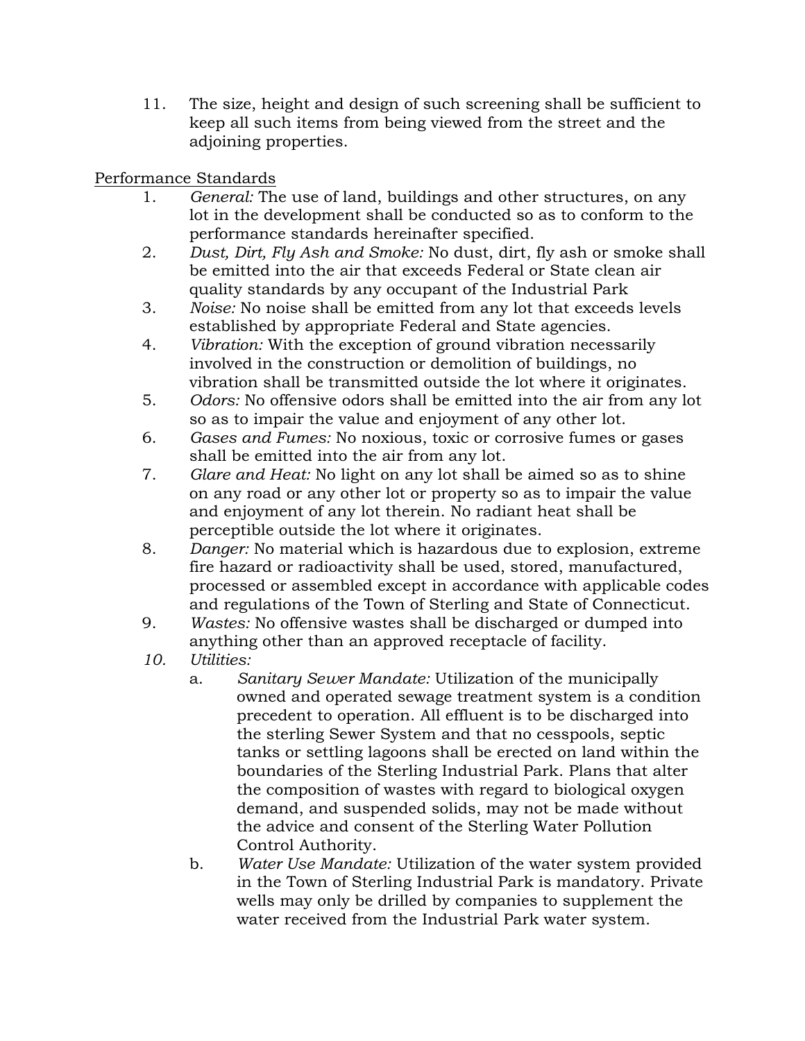11. The size, height and design of such screening shall be sufficient to keep all such items from being viewed from the street and the adjoining properties.

Performance Standards

1. *General:* The use of land, buildings and other structures, on any lot in the development shall be conducted so as to conform to the performance standards hereinafter specified.
2. *Dust, Dirt, Fly Ash and Smoke:* No dust, dirt, fly ash or smoke shall be emitted into the air that exceeds Federal or State clean air quality standards by any occupant of the Industrial Park
3. *Noise:* No noise shall be emitted from any lot that exceeds levels established by appropriate Federal and State agencies.
4. *Vibration:* With the exception of ground vibration necessarily involved in the construction or demolition of buildings, no vibration shall be transmitted outside the lot where it originates.
5. *Odors:* No offensive odors shall be emitted into the air from any lot so as to impair the value and enjoyment of any other lot.
6. *Gases and Fumes:* No noxious, toxic or corrosive fumes or gases shall be emitted into the air from any lot.
7. *Glare and Heat:* No light on any lot shall be aimed so as to shine on any road or any other lot or property so as to impair the value and enjoyment of any lot therein. No radiant heat shall be perceptible outside the lot where it originates.
8. *Danger:* No material which is hazardous due to explosion, extreme fire hazard or radioactivity shall be used, stored, manufactured, processed or assembled except in accordance with applicable codes and regulations of the Town of Sterling and State of Connecticut.
9. *Wastes:* No offensive wastes shall be discharged or dumped into anything other than an approved receptacle of facility.
10. *Utilities:*
    a. *Sanitary Sewer Mandate:* Utilization of the municipally owned and operated sewage treatment system is a condition precedent to operation. All effluent is to be discharged into the sterling Sewer System and that no cesspools, septic tanks or settling lagoons shall be erected on land within the boundaries of the Sterling Industrial Park. Plans that alter the composition of wastes with regard to biological oxygen demand, and suspended solids, may not be made without the advice and consent of the Sterling Water Pollution Control Authority.
    b. *Water Use Mandate:* Utilization of the water system provided in the Town of Sterling Industrial Park is mandatory. Private wells may only be drilled by companies to supplement the water received from the Industrial Park water system.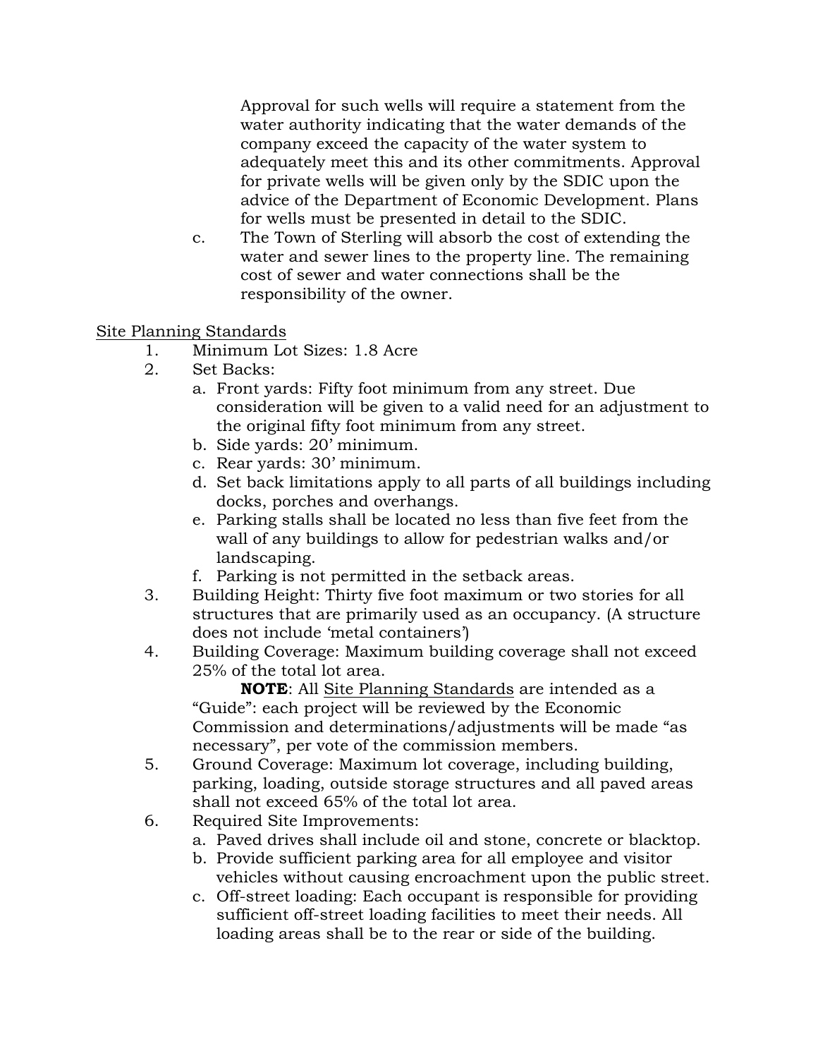Approval for such wells will require a statement from the water authority indicating that the water demands of the company exceed the capacity of the water system to adequately meet this and its other commitments. Approval for private wells will be given only by the SDIC upon the advice of the Department of Economic Development. Plans for wells must be presented in detail to the SDIC.

c. The Town of Sterling will absorb the cost of extending the water and sewer lines to the property line. The remaining cost of sewer and water connections shall be the responsibility of the owner.

<u>Site Planning Standards</u>

1. Minimum Lot Sizes: 1.8 Acre
2. Set Backs:
   a. Front yards: Fifty foot minimum from any street. Due consideration will be given to a valid need for an adjustment to the original fifty foot minimum from any street.
   b. Side yards: 20' minimum.
   c. Rear yards: 30' minimum.
   d. Set back limitations apply to all parts of all buildings including docks, porches and overhangs.
   e. Parking stalls shall be located no less than five feet from the wall of any buildings to allow for pedestrian walks and/or landscaping.
   f. Parking is not permitted in the setback areas.
3. Building Height: Thirty five foot maximum or two stories for all structures that are primarily used as an occupancy. (A structure does not include 'metal containers')
4. Building Coverage: Maximum building coverage shall not exceed 25% of the total lot area.

   **NOTE**: All <u>Site Planning Standards</u> are intended as a "Guide": each project will be reviewed by the Economic Commission and determinations/adjustments will be made "as necessary", per vote of the commission members.
5. Ground Coverage: Maximum lot coverage, including building, parking, loading, outside storage structures and all paved areas shall not exceed 65% of the total lot area.
6. Required Site Improvements:
   a. Paved drives shall include oil and stone, concrete or blacktop.
   b. Provide sufficient parking area for all employee and visitor vehicles without causing encroachment upon the public street.
   c. Off-street loading: Each occupant is responsible for providing sufficient off-street loading facilities to meet their needs. All loading areas shall be to the rear or side of the building.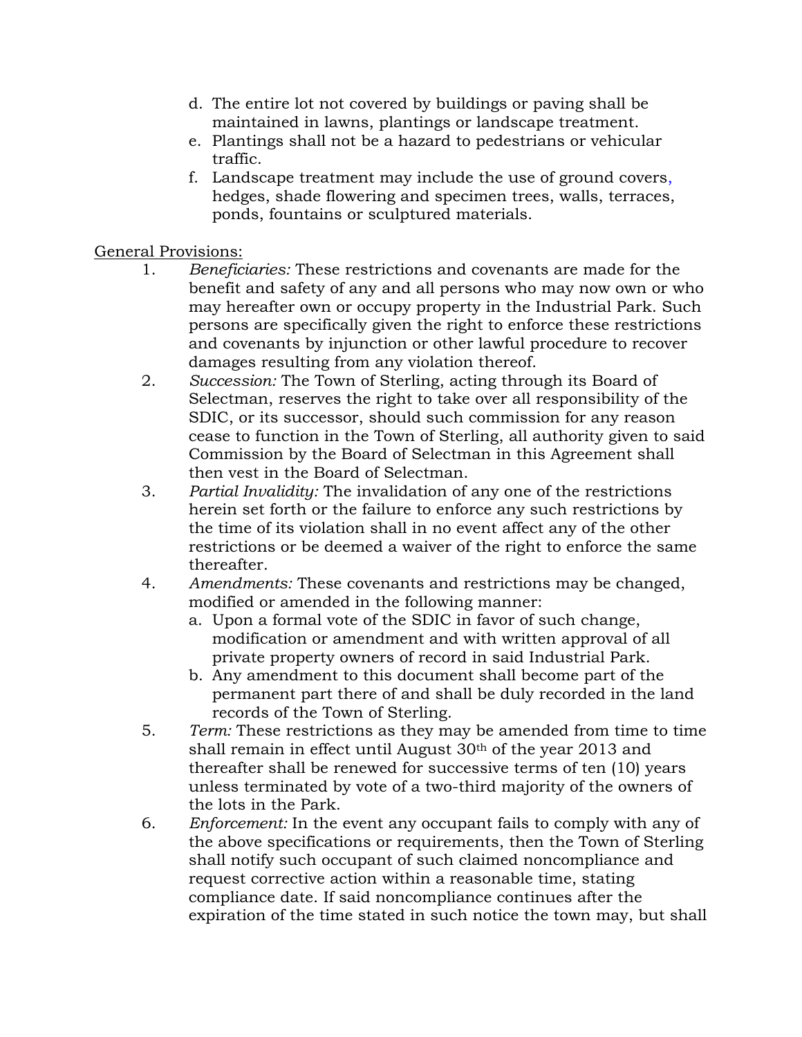d. The entire lot not covered by buildings or paving shall be maintained in lawns, plantings or landscape treatment.
e. Plantings shall not be a hazard to pedestrians or vehicular traffic.
f. Landscape treatment may include the use of ground covers, hedges, shade flowering and specimen trees, walls, terraces, ponds, fountains or sculptured materials.

<u>General Provisions:</u>

1. *Beneficiaries:* These restrictions and covenants are made for the benefit and safety of any and all persons who may now own or who may hereafter own or occupy property in the Industrial Park. Such persons are specifically given the right to enforce these restrictions and covenants by injunction or other lawful procedure to recover damages resulting from any violation thereof.
2. *Succession:* The Town of Sterling, acting through its Board of Selectman, reserves the right to take over all responsibility of the SDIC, or its successor, should such commission for any reason cease to function in the Town of Sterling, all authority given to said Commission by the Board of Selectman in this Agreement shall then vest in the Board of Selectman.
3. *Partial Invalidity:* The invalidation of any one of the restrictions herein set forth or the failure to enforce any such restrictions by the time of its violation shall in no event affect any of the other restrictions or be deemed a waiver of the right to enforce the same thereafter.
4. *Amendments:* These covenants and restrictions may be changed, modified or amended in the following manner:
   a. Upon a formal vote of the SDIC in favor of such change, modification or amendment and with written approval of all private property owners of record in said Industrial Park.
   b. Any amendment to this document shall become part of the permanent part there of and shall be duly recorded in the land records of the Town of Sterling.
5. *Term:* These restrictions as they may be amended from time to time shall remain in effect until August 30th of the year 2013 and thereafter shall be renewed for successive terms of ten (10) years unless terminated by vote of a two-third majority of the owners of the lots in the Park.
6. *Enforcement:* In the event any occupant fails to comply with any of the above specifications or requirements, then the Town of Sterling shall notify such occupant of such claimed noncompliance and request corrective action within a reasonable time, stating compliance date. If said noncompliance continues after the expiration of the time stated in such notice the town may, but shall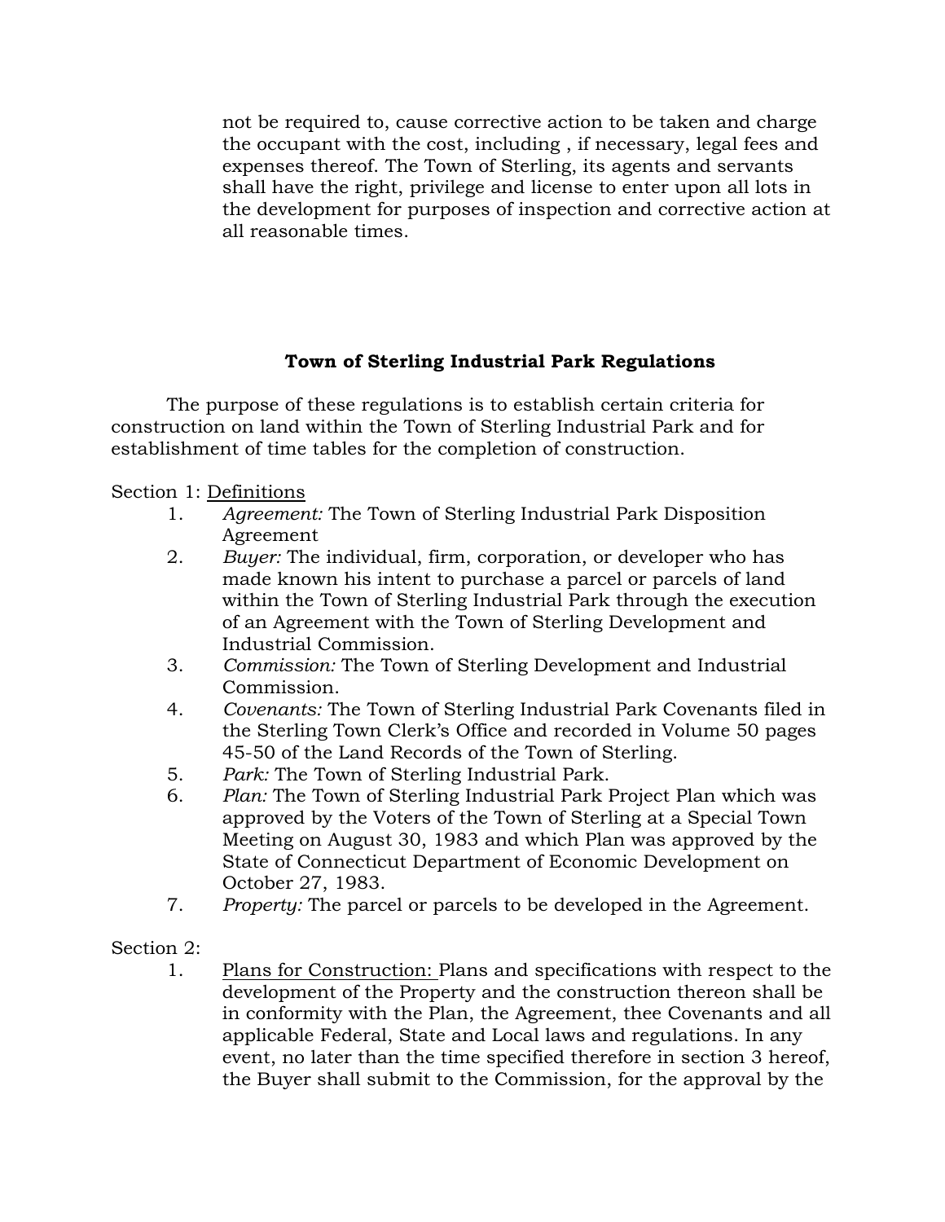not be required to, cause corrective action to be taken and charge the occupant with the cost, including , if necessary, legal fees and expenses thereof. The Town of Sterling, its agents and servants shall have the right, privilege and license to enter upon all lots in the development for purposes of inspection and corrective action at all reasonable times.

## Town of Sterling Industrial Park Regulations

The purpose of these regulations is to establish certain criteria for construction on land within the Town of Sterling Industrial Park and for establishment of time tables for the completion of construction.

Section 1: Definitions

1. *Agreement:* The Town of Sterling Industrial Park Disposition Agreement
2. *Buyer:* The individual, firm, corporation, or developer who has made known his intent to purchase a parcel or parcels of land within the Town of Sterling Industrial Park through the execution of an Agreement with the Town of Sterling Development and Industrial Commission.
3. *Commission:* The Town of Sterling Development and Industrial Commission.
4. *Covenants:* The Town of Sterling Industrial Park Covenants filed in the Sterling Town Clerk's Office and recorded in Volume 50 pages 45-50 of the Land Records of the Town of Sterling.
5. *Park:* The Town of Sterling Industrial Park.
6. *Plan:* The Town of Sterling Industrial Park Project Plan which was approved by the Voters of the Town of Sterling at a Special Town Meeting on August 30, 1983 and which Plan was approved by the State of Connecticut Department of Economic Development on October 27, 1983.
7. *Property:* The parcel or parcels to be developed in the Agreement.

Section 2:

1. Plans for Construction: Plans and specifications with respect to the development of the Property and the construction thereon shall be in conformity with the Plan, the Agreement, thee Covenants and all applicable Federal, State and Local laws and regulations. In any event, no later than the time specified therefore in section 3 hereof, the Buyer shall submit to the Commission, for the approval by the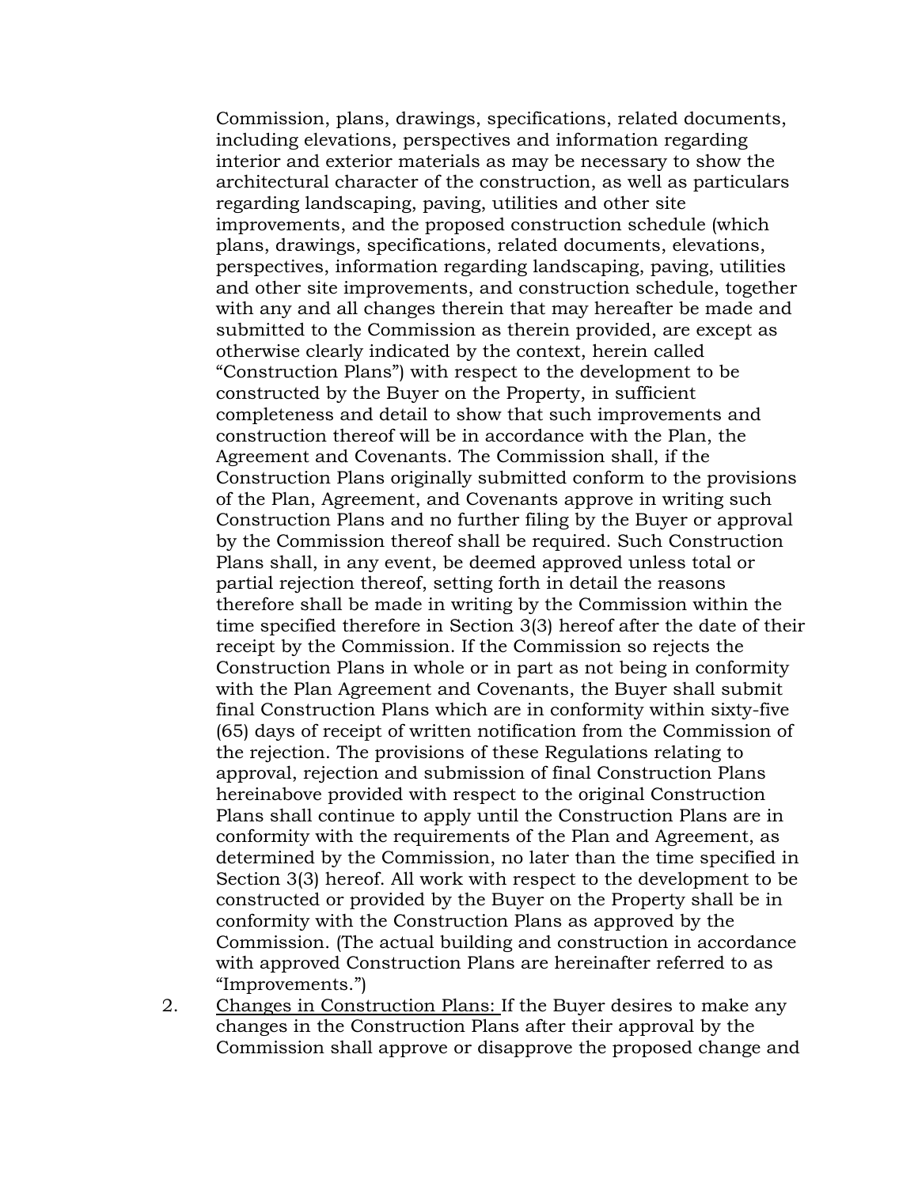Commission, plans, drawings, specifications, related documents, including elevations, perspectives and information regarding interior and exterior materials as may be necessary to show the architectural character of the construction, as well as particulars regarding landscaping, paving, utilities and other site improvements, and the proposed construction schedule (which plans, drawings, specifications, related documents, elevations, perspectives, information regarding landscaping, paving, utilities and other site improvements, and construction schedule, together with any and all changes therein that may hereafter be made and submitted to the Commission as therein provided, are except as otherwise clearly indicated by the context, herein called "Construction Plans") with respect to the development to be constructed by the Buyer on the Property, in sufficient completeness and detail to show that such improvements and construction thereof will be in accordance with the Plan, the Agreement and Covenants. The Commission shall, if the Construction Plans originally submitted conform to the provisions of the Plan, Agreement, and Covenants approve in writing such Construction Plans and no further filing by the Buyer or approval by the Commission thereof shall be required. Such Construction Plans shall, in any event, be deemed approved unless total or partial rejection thereof, setting forth in detail the reasons therefore shall be made in writing by the Commission within the time specified therefore in Section 3(3) hereof after the date of their receipt by the Commission. If the Commission so rejects the Construction Plans in whole or in part as not being in conformity with the Plan Agreement and Covenants, the Buyer shall submit final Construction Plans which are in conformity within sixty-five (65) days of receipt of written notification from the Commission of the rejection. The provisions of these Regulations relating to approval, rejection and submission of final Construction Plans hereinabove provided with respect to the original Construction Plans shall continue to apply until the Construction Plans are in conformity with the requirements of the Plan and Agreement, as determined by the Commission, no later than the time specified in Section 3(3) hereof. All work with respect to the development to be constructed or provided by the Buyer on the Property shall be in conformity with the Construction Plans as approved by the Commission. (The actual building and construction in accordance with approved Construction Plans are hereinafter referred to as "Improvements.")

2. Changes in Construction Plans: If the Buyer desires to make any changes in the Construction Plans after their approval by the Commission shall approve or disapprove the proposed change and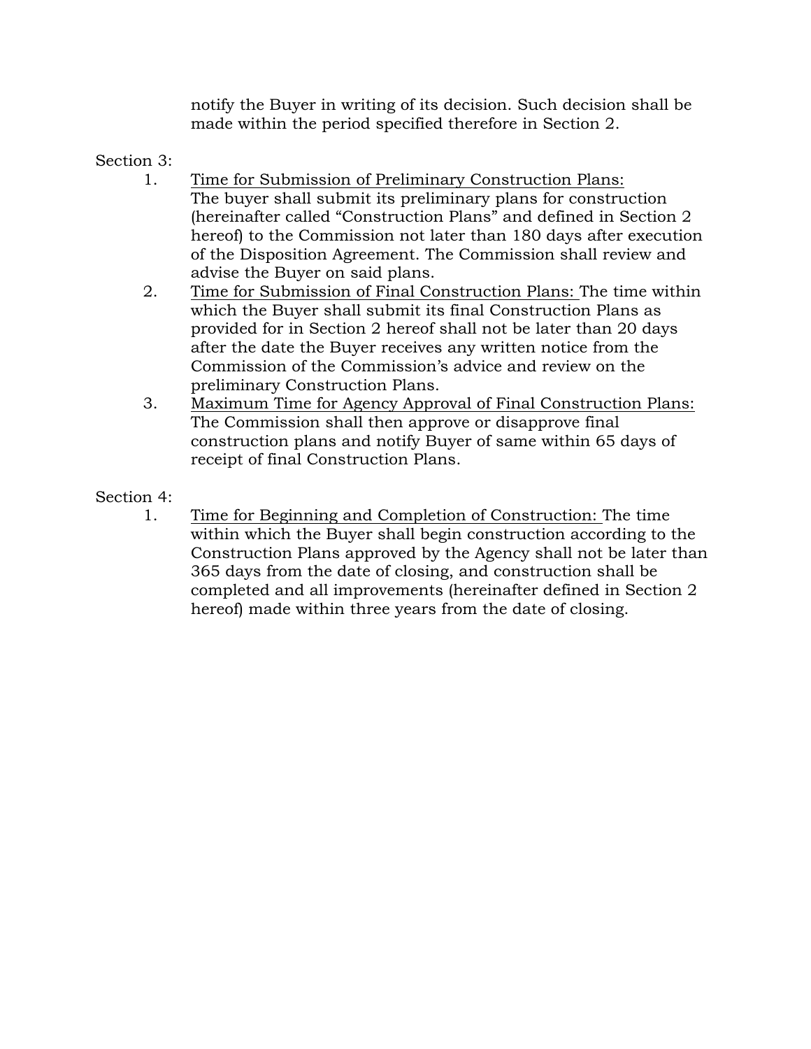notify the Buyer in writing of its decision. Such decision shall be made within the period specified therefore in Section 2.

Section 3:

1. Time for Submission of Preliminary Construction Plans: The buyer shall submit its preliminary plans for construction (hereinafter called "Construction Plans" and defined in Section 2 hereof) to the Commission not later than 180 days after execution of the Disposition Agreement. The Commission shall review and advise the Buyer on said plans.
2. Time for Submission of Final Construction Plans: The time within which the Buyer shall submit its final Construction Plans as provided for in Section 2 hereof shall not be later than 20 days after the date the Buyer receives any written notice from the Commission of the Commission's advice and review on the preliminary Construction Plans.
3. Maximum Time for Agency Approval of Final Construction Plans: The Commission shall then approve or disapprove final construction plans and notify Buyer of same within 65 days of receipt of final Construction Plans.

Section 4:

1. Time for Beginning and Completion of Construction: The time within which the Buyer shall begin construction according to the Construction Plans approved by the Agency shall not be later than 365 days from the date of closing, and construction shall be completed and all improvements (hereinafter defined in Section 2 hereof) made within three years from the date of closing.